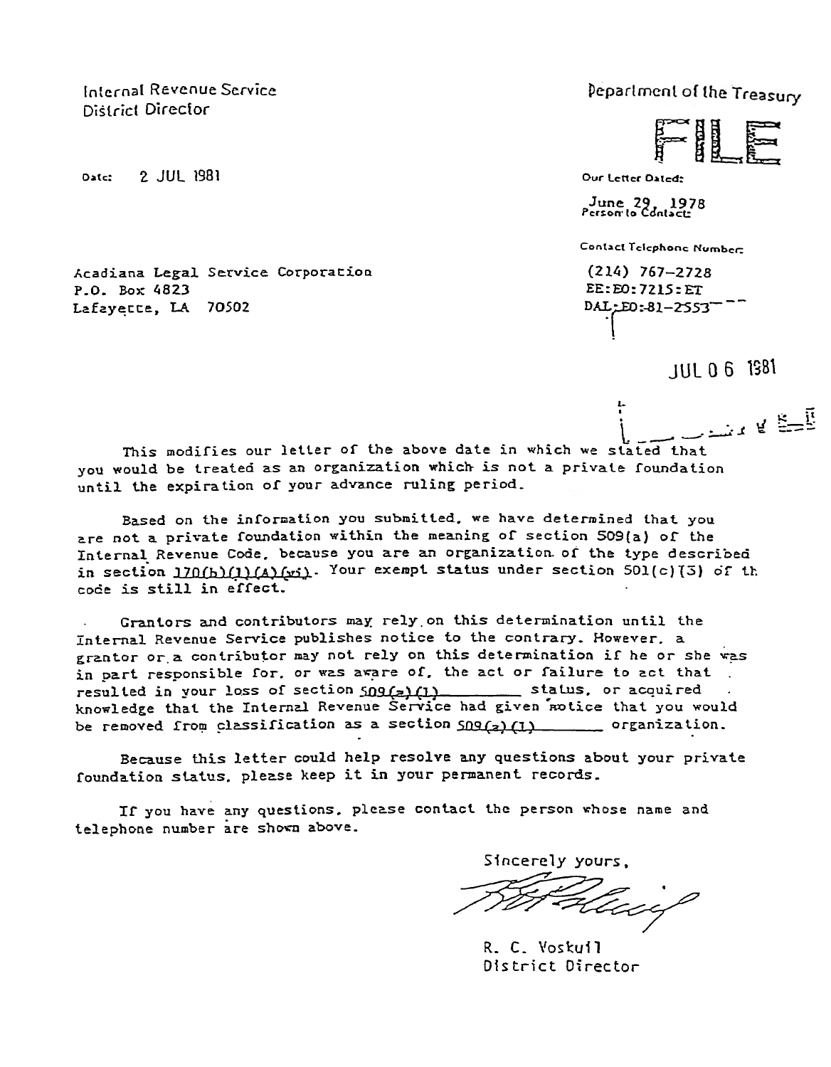Internal Revenue Service
District Director

Department of the Treasury

FILE

Date: 2 JUL 1981

Our Letter Dated:
June 29, 1978

Person to Contact:

Contact Telephone Number:
(214) 767-2728
EE:EO:7215:ET
DAL-EO:-81-2553

JUL 06 1981

Acadiana Legal Service Corporation
P.O. Box 4823
Lafayette, LA 70502

This modifies our letter of the above date in which we stated that you would be treated as an organization which is not a private foundation until the expiration of your advance ruling period.

Based on the information you submitted, we have determined that you are not a private foundation within the meaning of section 509(a) of the Internal Revenue Code, because you are an organization of the type described in section 170(b)(1)(A)(vi). Your exempt status under section 501(c)(3) of th code is still in effect.

Grantors and contributors may rely on this determination until the Internal Revenue Service publishes notice to the contrary. However, a grantor or a contributor may not rely on this determination if he or she was in part responsible for, or was aware of, the act or failure to act that resulted in your loss of section 509(a)(1) status, or acquired knowledge that the Internal Revenue Service had given notice that you would be removed from classification as a section 509(a)(1) organization.

Because this letter could help resolve any questions about your private foundation status, please keep it in your permanent records.

If you have any questions, please contact the person whose name and telephone number are shown above.

Sincerely yours,

R. C. Voskuil
District Director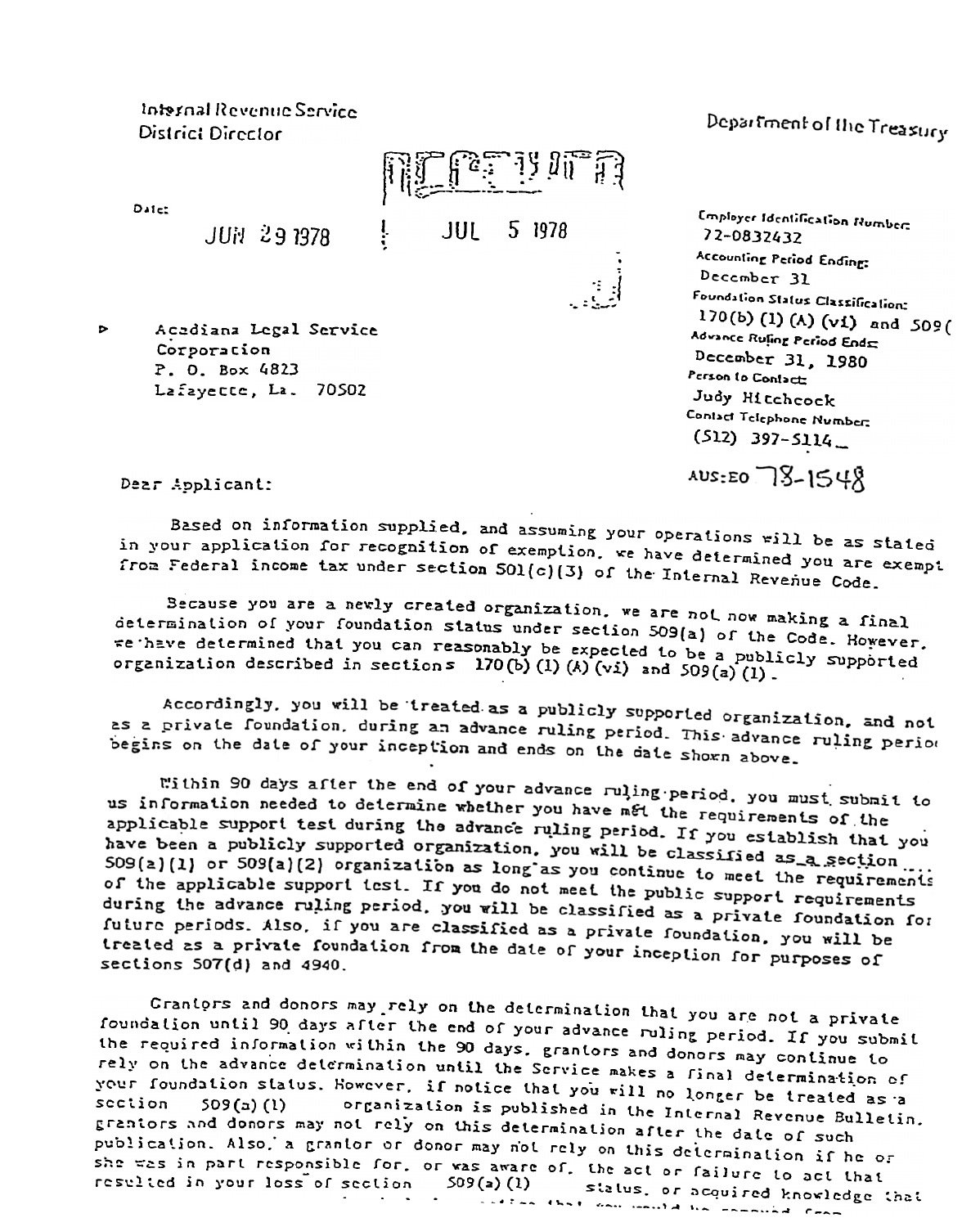Internal Revenue Service
District Director

Department of the Treasury

RECEIVED

Date:

JUN 29 1978

JUL 5 1978

Employer Identification Number:
72-0832432

Accounting Period Ending:
December 31

Foundation Status Classification:
170(b) (1) (A) (vi) and 509(

Advance Ruling Period Ends:
December 31, 1980

Person to Contact:
Judy Hitchcock

Contact Telephone Number:
(512) 397-5114

AUS:EO 78-1548

Acadiana Legal Service
Corporation
P. O. Box 4823
Lafayette, La. 70502

Dear Applicant:

Based on information supplied, and assuming your operations will be as stated in your application for recognition of exemption, we have determined you are exempt from Federal income tax under section 501(c)(3) of the Internal Revenue Code.

Because you are a newly created organization, we are not now making a final determination of your foundation status under section 509(a) of the Code. However, we have determined that you can reasonably be expected to be a publicly supported organization described in sections 170(b) (1) (A) (vi) and 509(a)(1).

Accordingly, you will be treated as a publicly supported organization, and not as a private foundation, during an advance ruling period. This advance ruling period begins on the date of your inception and ends on the date shown above.

Within 90 days after the end of your advance ruling period, you must submit to us information needed to determine whether you have met the requirements of the applicable support test during the advance ruling period. If you establish that you have been a publicly supported organization, you will be classified as a section 509(a)(1) or 509(a)(2) organization as long as you continue to meet the requirements of the applicable support test. If you do not meet the public support requirements during the advance ruling period, you will be classified as a private foundation for future periods. Also, if you are classified as a private foundation, you will be treated as a private foundation from the date of your inception for purposes of sections 507(d) and 4940.

Grantors and donors may rely on the determination that you are not a private foundation until 90 days after the end of your advance ruling period. If you submit the required information within the 90 days, grantors and donors may continue to rely on the advance determination until the Service makes a final determination of your foundation status. However, if notice that you will no longer be treated as a section 509(a)(1) organization is published in the Internal Revenue Bulletin, grantors and donors may not rely on this determination after the date of such publication. Also, a grantor or donor may not rely on this determination if he or she was in part responsible for, or was aware of, the act or failure to act that resulted in your loss of section 509(a)(1) status, or acquired knowledge that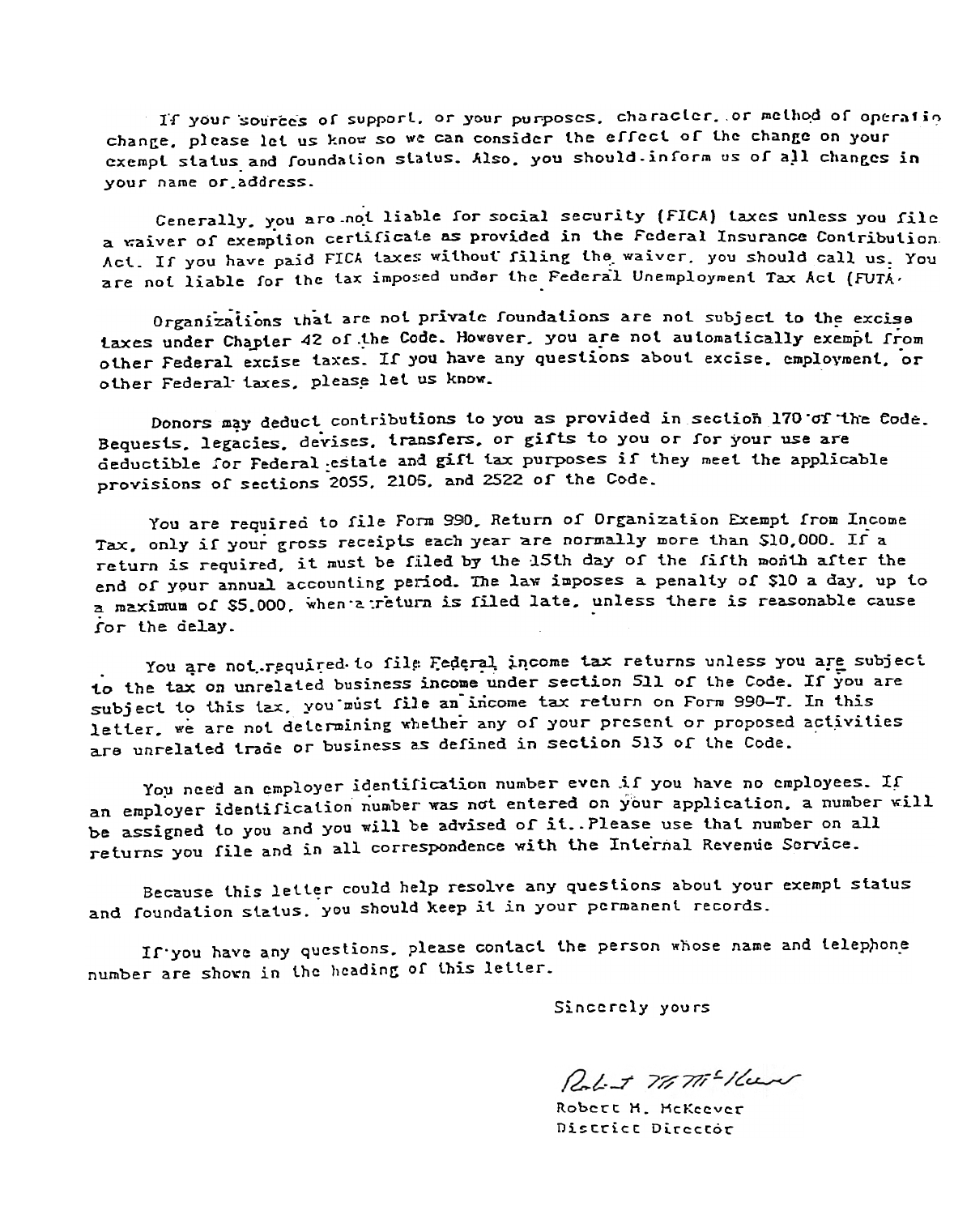If your sources of support, or your purposes, character, or method of operation change, please let us know so we can consider the effect of the change on your exempt status and foundation status. Also, you should inform us of all changes in your name or address.

Generally, you are not liable for social security (FICA) taxes unless you file a waiver of exemption certificate as provided in the Federal Insurance Contribution Act. If you have paid FICA taxes without filing the waiver, you should call us. You are not liable for the tax imposed under the Federal Unemployment Tax Act (FUTA).

Organizations that are not private foundations are not subject to the excise taxes under Chapter 42 of the Code. However, you are not automatically exempt from other Federal excise taxes. If you have any questions about excise, employment, or other Federal taxes, please let us know.

Donors may deduct contributions to you as provided in section 170 of the Code. Bequests, legacies, devises, transfers, or gifts to you or for your use are deductible for Federal estate and gift tax purposes if they meet the applicable provisions of sections 2055, 2106, and 2522 of the Code.

You are required to file Form 990, Return of Organization Exempt from Income Tax, only if your gross receipts each year are normally more than $10,000. If a return is required, it must be filed by the 15th day of the fifth month after the end of your annual accounting period. The law imposes a penalty of $10 a day, up to a maximum of $5,000, when a return is filed late, unless there is reasonable cause for the delay.

You are not required to file Federal income tax returns unless you are subject to the tax on unrelated business income under section 511 of the Code. If you are subject to this tax, you must file an income tax return on Form 990-T. In this letter, we are not determining whether any of your present or proposed activities are unrelated trade or business as defined in section 513 of the Code.

You need an employer identification number even if you have no employees. If an employer identification number was not entered on your application, a number will be assigned to you and you will be advised of it. Please use that number on all returns you file and in all correspondence with the Internal Revenue Service.

Because this letter could help resolve any questions about your exempt status and foundation status, you should keep it in your permanent records.

If you have any questions, please contact the person whose name and telephone number are shown in the heading of this letter.

Sincerely yours

Robert M. McKeever

Robert M. McKeever
District Director